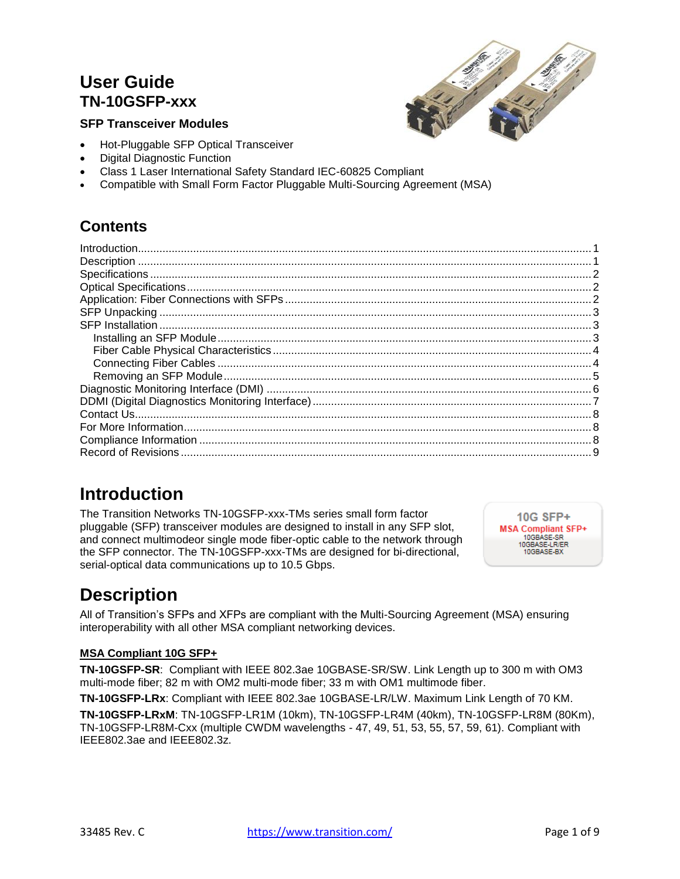# User Guide
## TN-10GSFP-xxx

### SFP Transceiver Modules

- Hot-Pluggable SFP Optical Transceiver
- Digital Diagnostic Function
- Class 1 Laser International Safety Standard IEC-60825 Compliant
- Compatible with Small Form Factor Pluggable Multi-Sourcing Agreement (MSA)

## Contents

Introduction....1
Description....1
Specifications....2
Optical Specifications....2
Application: Fiber Connections with SFPs....2
SFP Unpacking....3
SFP Installation....3
- Installing an SFP Module....3
- Fiber Cable Physical Characteristics....4
- Connecting Fiber Cables....4
- Removing an SFP Module....5

Diagnostic Monitoring Interface (DMI)....6
DDMI (Digital Diagnostics Monitoring Interface)....7
Contact Us....8
For More Information....8
Compliance Information....8
Record of Revisions....9

# Introduction

The Transition Networks TN-10GSFP-xxx-TMs series small form factor pluggable (SFP) transceiver modules are designed to install in any SFP slot, and connect multimodeor single mode fiber-optic cable to the network through the SFP connector. The TN-10GSFP-xxx-TMs are designed for bi-directional, serial-optical data communications up to 10.5 Gbps.

10G SFP+
MSA Compliant SFP+
10GBASE-SR
10GBASE-LR/ER
10GBASE-BX

# Description

All of Transition's SFPs and XFPs are compliant with the Multi-Sourcing Agreement (MSA) ensuring interoperability with all other MSA compliant networking devices.

**MSA Compliant 10G SFP+**

**TN-10GSFP-SR**: Compliant with IEEE 802.3ae 10GBASE-SR/SW. Link Length up to 300 m with OM3 multi-mode fiber; 82 m with OM2 multi-mode fiber; 33 m with OM1 multimode fiber.

**TN-10GSFP-LRx**: Compliant with IEEE 802.3ae 10GBASE-LR/LW. Maximum Link Length of 70 KM.

**TN-10GSFP-LRxM**: TN-10GSFP-LR1M (10km), TN-10GSFP-LR4M (40km), TN-10GSFP-LR8M (80Km), TN-10GSFP-LR8M-Cxx (multiple CWDM wavelengths - 47, 49, 51, 53, 55, 57, 59, 61). Compliant with IEEE802.3ae and IEEE802.3z.

33485 Rev. C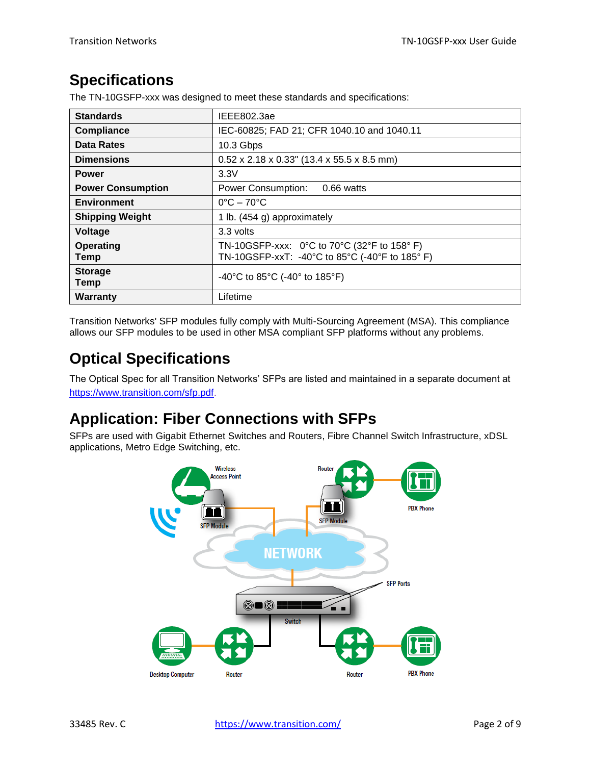# Specifications

The TN-10GSFP-xxx was designed to meet these standards and specifications:

| | |
|---|---|
| **Standards** | IEEE802.3ae |
| **Compliance** | IEC-60825; FAD 21; CFR 1040.10 and 1040.11 |
| **Data Rates** | 10.3 Gbps |
| **Dimensions** | 0.52 x 2.18 x 0.33" (13.4 x 55.5 x 8.5 mm) |
| **Power** | 3.3V |
| **Power Consumption** | Power Consumption: 0.66 watts |
| **Environment** | 0°C – 70°C |
| **Shipping Weight** | 1 lb. (454 g) approximately |
| **Voltage** | 3.3 volts |
| **Operating Temp** | TN-10GSFP-xxx: 0°C to 70°C (32°F to 158° F)<br>TN-10GSFP-xxT: -40°C to 85°C (-40°F to 185° F) |
| **Storage Temp** | -40°C to 85°C (-40° to 185°F) |
| **Warranty** | Lifetime |

Transition Networks' SFP modules fully comply with Multi-Sourcing Agreement (MSA). This compliance allows our SFP modules to be used in other MSA compliant SFP platforms without any problems.

# Optical Specifications

The Optical Spec for all Transition Networks' SFPs are listed and maintained in a separate document at https://www.transition.com/sfp.pdf.

# Application: Fiber Connections with SFPs

SFPs are used with Gigabit Ethernet Switches and Routers, Fibre Channel Switch Infrastructure, xDSL applications, Metro Edge Switching, etc.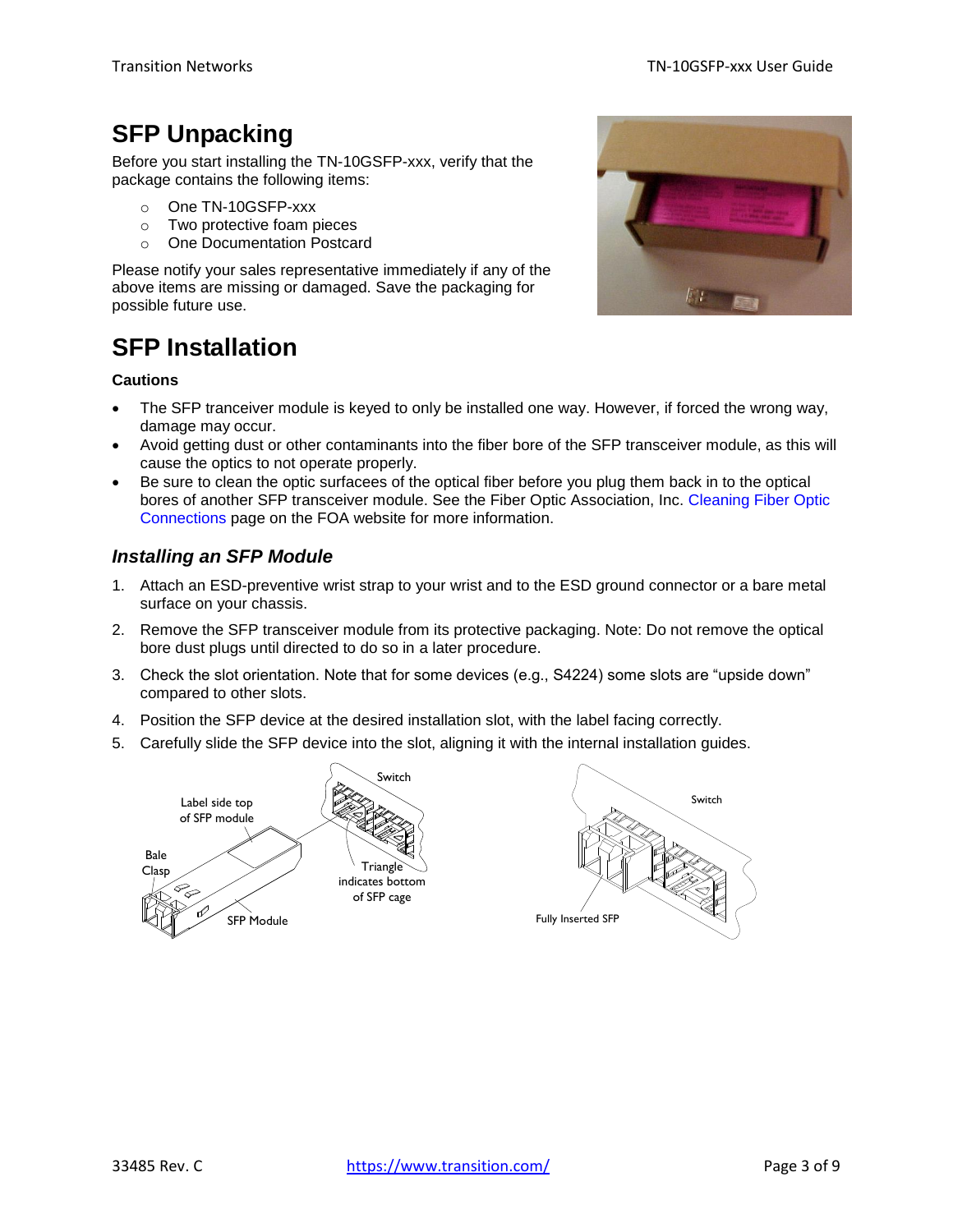# SFP Unpacking

Before you start installing the TN-10GSFP-xxx, verify that the package contains the following items:

- One TN-10GSFP-xxx
- Two protective foam pieces
- One Documentation Postcard

Please notify your sales representative immediately if any of the above items are missing or damaged. Save the packaging for possible future use.

# SFP Installation

**Cautions**

- The SFP tranceiver module is keyed to only be installed one way. However, if forced the wrong way, damage may occur.
- Avoid getting dust or other contaminants into the fiber bore of the SFP transceiver module, as this will cause the optics to not operate properly.
- Be sure to clean the optic surfacees of the optical fiber before you plug them back in to the optical bores of another SFP transceiver module. See the Fiber Optic Association, Inc. Cleaning Fiber Optic Connections page on the FOA website for more information.

## *Installing an SFP Module*

1. Attach an ESD-preventive wrist strap to your wrist and to the ESD ground connector or a bare metal surface on your chassis.
2. Remove the SFP transceiver module from its protective packaging. Note: Do not remove the optical bore dust plugs until directed to do so in a later procedure.
3. Check the slot orientation. Note that for some devices (e.g., S4224) some slots are "upside down" compared to other slots.
4. Position the SFP device at the desired installation slot, with the label facing correctly.
5. Carefully slide the SFP device into the slot, aligning it with the internal installation guides.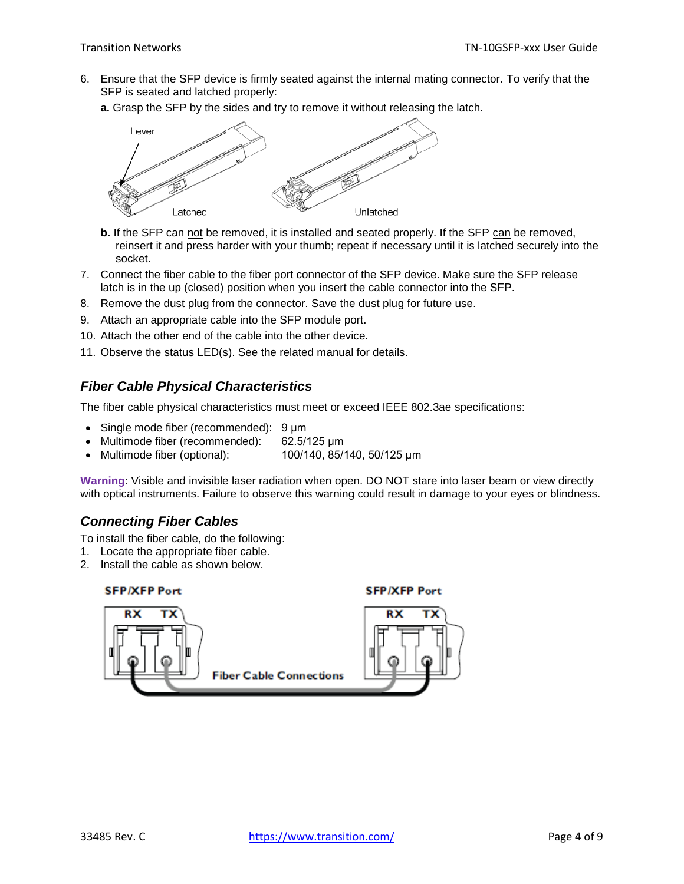6. Ensure that the SFP device is firmly seated against the internal mating connector. To verify that the SFP is seated and latched properly:

   **a.** Grasp the SFP by the sides and try to remove it without releasing the latch.

   **b.** If the SFP can not be removed, it is installed and seated properly. If the SFP can be removed, reinsert it and press harder with your thumb; repeat if necessary until it is latched securely into the socket.

7. Connect the fiber cable to the fiber port connector of the SFP device. Make sure the SFP release latch is in the up (closed) position when you insert the cable connector into the SFP.
8. Remove the dust plug from the connector. Save the dust plug for future use.
9. Attach an appropriate cable into the SFP module port.
10. Attach the other end of the cable into the other device.
11. Observe the status LED(s). See the related manual for details.

### *Fiber Cable Physical Characteristics*

The fiber cable physical characteristics must meet or exceed IEEE 802.3ae specifications:

- Single mode fiber (recommended): 9 µm
- Multimode fiber (recommended): 62.5/125 µm
- Multimode fiber (optional): 100/140, 85/140, 50/125 µm

**Warning**: Visible and invisible laser radiation when open. DO NOT stare into laser beam or view directly with optical instruments. Failure to observe this warning could result in damage to your eyes or blindness.

### *Connecting Fiber Cables*

To install the fiber cable, do the following:

1. Locate the appropriate fiber cable.
2. Install the cable as shown below.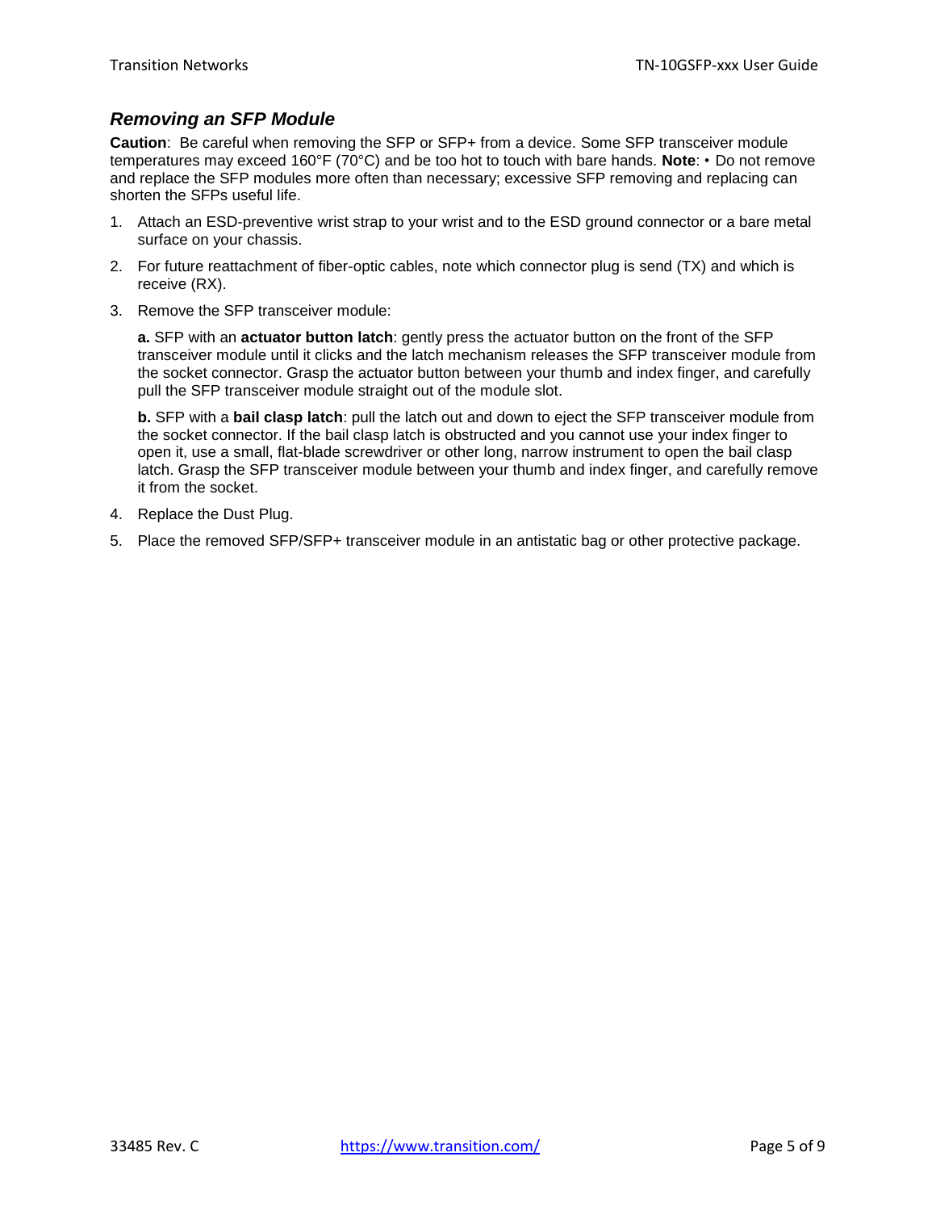### *Removing an SFP Module*

**Caution**: Be careful when removing the SFP or SFP+ from a device. Some SFP transceiver module temperatures may exceed 160°F (70°C) and be too hot to touch with bare hands. **Note**: • Do not remove and replace the SFP modules more often than necessary; excessive SFP removing and replacing can shorten the SFPs useful life.

1. Attach an ESD-preventive wrist strap to your wrist and to the ESD ground connector or a bare metal surface on your chassis.
2. For future reattachment of fiber-optic cables, note which connector plug is send (TX) and which is receive (RX).
3. Remove the SFP transceiver module:

   **a.** SFP with an **actuator button latch**: gently press the actuator button on the front of the SFP transceiver module until it clicks and the latch mechanism releases the SFP transceiver module from the socket connector. Grasp the actuator button between your thumb and index finger, and carefully pull the SFP transceiver module straight out of the module slot.

   **b.** SFP with a **bail clasp latch**: pull the latch out and down to eject the SFP transceiver module from the socket connector. If the bail clasp latch is obstructed and you cannot use your index finger to open it, use a small, flat-blade screwdriver or other long, narrow instrument to open the bail clasp latch. Grasp the SFP transceiver module between your thumb and index finger, and carefully remove it from the socket.

4. Replace the Dust Plug.
5. Place the removed SFP/SFP+ transceiver module in an antistatic bag or other protective package.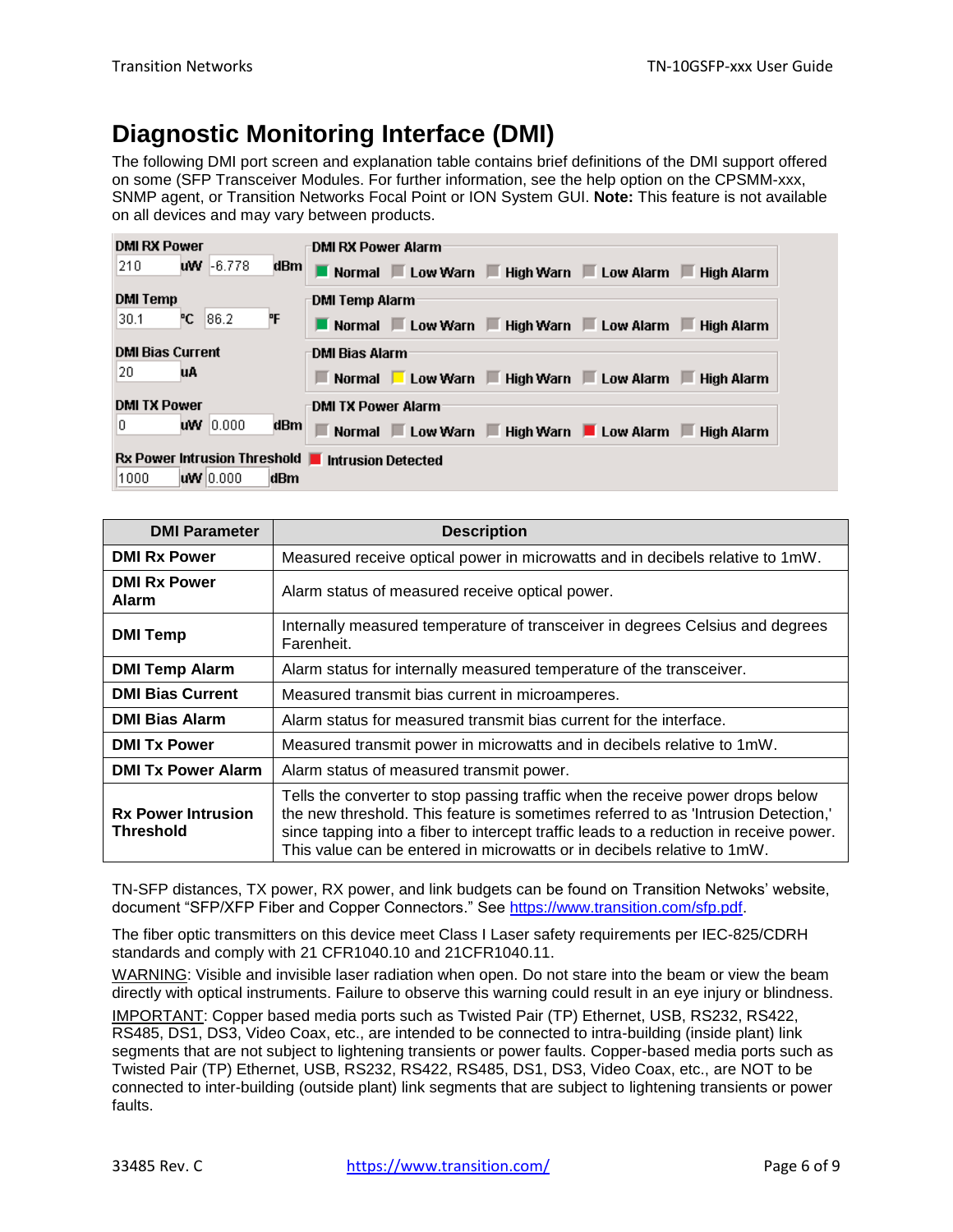# Diagnostic Monitoring Interface (DMI)

The following DMI port screen and explanation table contains brief definitions of the DMI support offered on some (SFP Transceiver Modules. For further information, see the help option on the CPSMM-xxx, SNMP agent, or Transition Networks Focal Point or ION System GUI. **Note:** This feature is not available on all devices and may vary between products.

| DMI Parameter | Description |
|---|---|
| **DMI Rx Power** | Measured receive optical power in microwatts and in decibels relative to 1mW. |
| **DMI Rx Power Alarm** | Alarm status of measured receive optical power. |
| **DMI Temp** | Internally measured temperature of transceiver in degrees Celsius and degrees Farenheit. |
| **DMI Temp Alarm** | Alarm status for internally measured temperature of the transceiver. |
| **DMI Bias Current** | Measured transmit bias current in microamperes. |
| **DMI Bias Alarm** | Alarm status for measured transmit bias current for the interface. |
| **DMI Tx Power** | Measured transmit power in microwatts and in decibels relative to 1mW. |
| **DMI Tx Power Alarm** | Alarm status of measured transmit power. |
| **Rx Power Intrusion Threshold** | Tells the converter to stop passing traffic when the receive power drops below the new threshold. This feature is sometimes referred to as 'Intrusion Detection,' since tapping into a fiber to intercept traffic leads to a reduction in receive power. This value can be entered in microwatts or in decibels relative to 1mW. |

TN-SFP distances, TX power, RX power, and link budgets can be found on Transition Netwoks' website, document "SFP/XFP Fiber and Copper Connectors." See https://www.transition.com/sfp.pdf.

The fiber optic transmitters on this device meet Class I Laser safety requirements per IEC-825/CDRH standards and comply with 21 CFR1040.10 and 21CFR1040.11.

WARNING: Visible and invisible laser radiation when open. Do not stare into the beam or view the beam directly with optical instruments. Failure to observe this warning could result in an eye injury or blindness.

IMPORTANT: Copper based media ports such as Twisted Pair (TP) Ethernet, USB, RS232, RS422, RS485, DS1, DS3, Video Coax, etc., are intended to be connected to intra-building (inside plant) link segments that are not subject to lightening transients or power faults. Copper-based media ports such as Twisted Pair (TP) Ethernet, USB, RS232, RS422, RS485, DS1, DS3, Video Coax, etc., are NOT to be connected to inter-building (outside plant) link segments that are subject to lightening transients or power faults.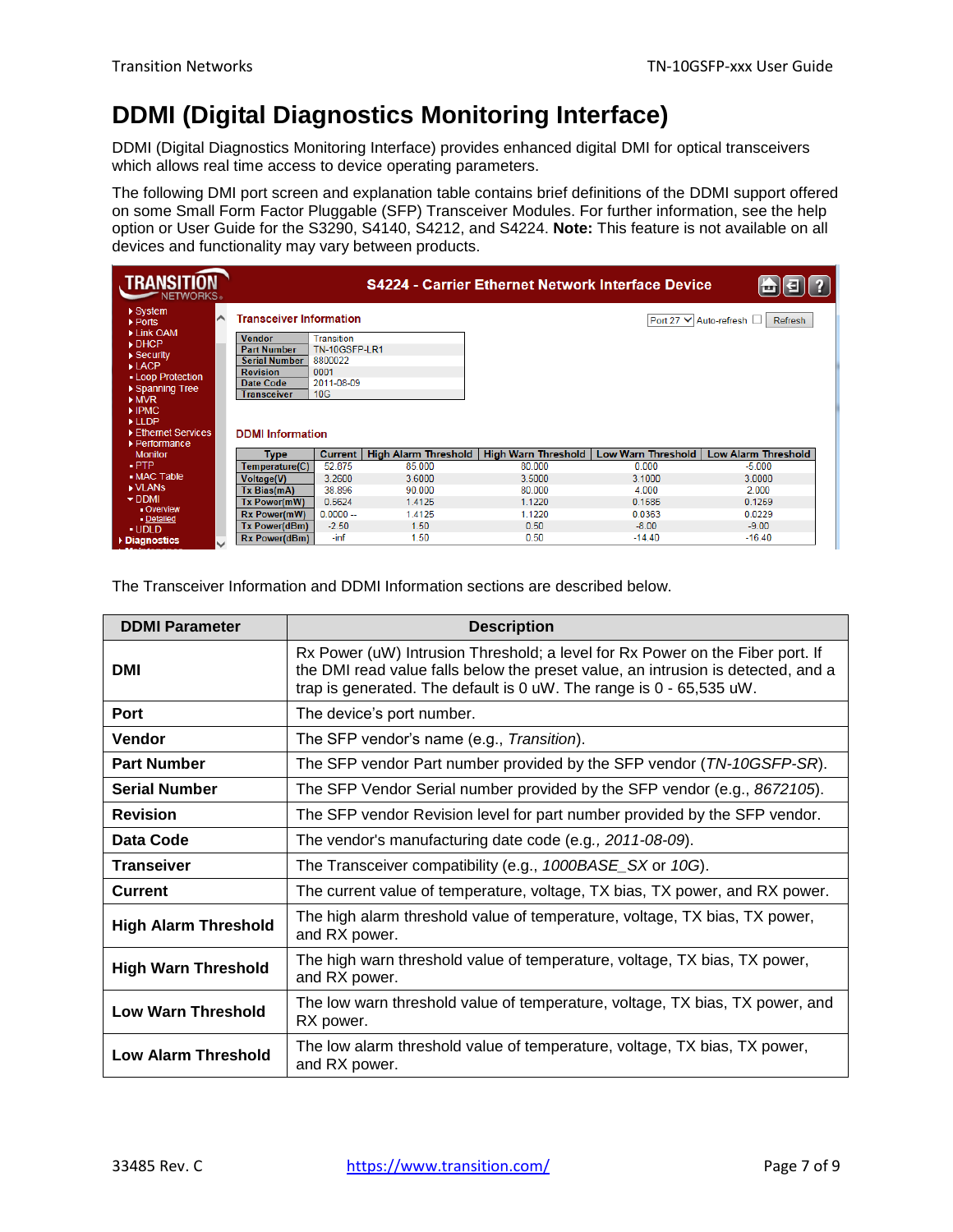# DDMI (Digital Diagnostics Monitoring Interface)

DDMI (Digital Diagnostics Monitoring Interface) provides enhanced digital DMI for optical transceivers which allows real time access to device operating parameters.

The following DMI port screen and explanation table contains brief definitions of the DDMI support offered on some Small Form Factor Pluggable (SFP) Transceiver Modules. For further information, see the help option or User Guide for the S3290, S4140, S4212, and S4224. **Note:** This feature is not available on all devices and functionality may vary between products.

The Transceiver Information and DDMI Information sections are described below.

| DDMI Parameter | Description |
|---|---|
| **DMI** | Rx Power (uW) Intrusion Threshold; a level for Rx Power on the Fiber port. If the DMI read value falls below the preset value, an intrusion is detected, and a trap is generated. The default is 0 uW. The range is 0 - 65,535 uW. |
| **Port** | The device's port number. |
| **Vendor** | The SFP vendor's name (e.g., *Transition*). |
| **Part Number** | The SFP vendor Part number provided by the SFP vendor (*TN-10GSFP-SR*). |
| **Serial Number** | The SFP Vendor Serial number provided by the SFP vendor (e.g., *8672105*). |
| **Revision** | The SFP vendor Revision level for part number provided by the SFP vendor. |
| **Data Code** | The vendor's manufacturing date code (e.g., *2011-08-09*). |
| **Transeiver** | The Transceiver compatibility (e.g., *1000BASE_SX* or *10G*). |
| **Current** | The current value of temperature, voltage, TX bias, TX power, and RX power. |
| **High Alarm Threshold** | The high alarm threshold value of temperature, voltage, TX bias, TX power, and RX power. |
| **High Warn Threshold** | The high warn threshold value of temperature, voltage, TX bias, TX power, and RX power. |
| **Low Warn Threshold** | The low warn threshold value of temperature, voltage, TX bias, TX power, and RX power. |
| **Low Alarm Threshold** | The low alarm threshold value of temperature, voltage, TX bias, TX power, and RX power. |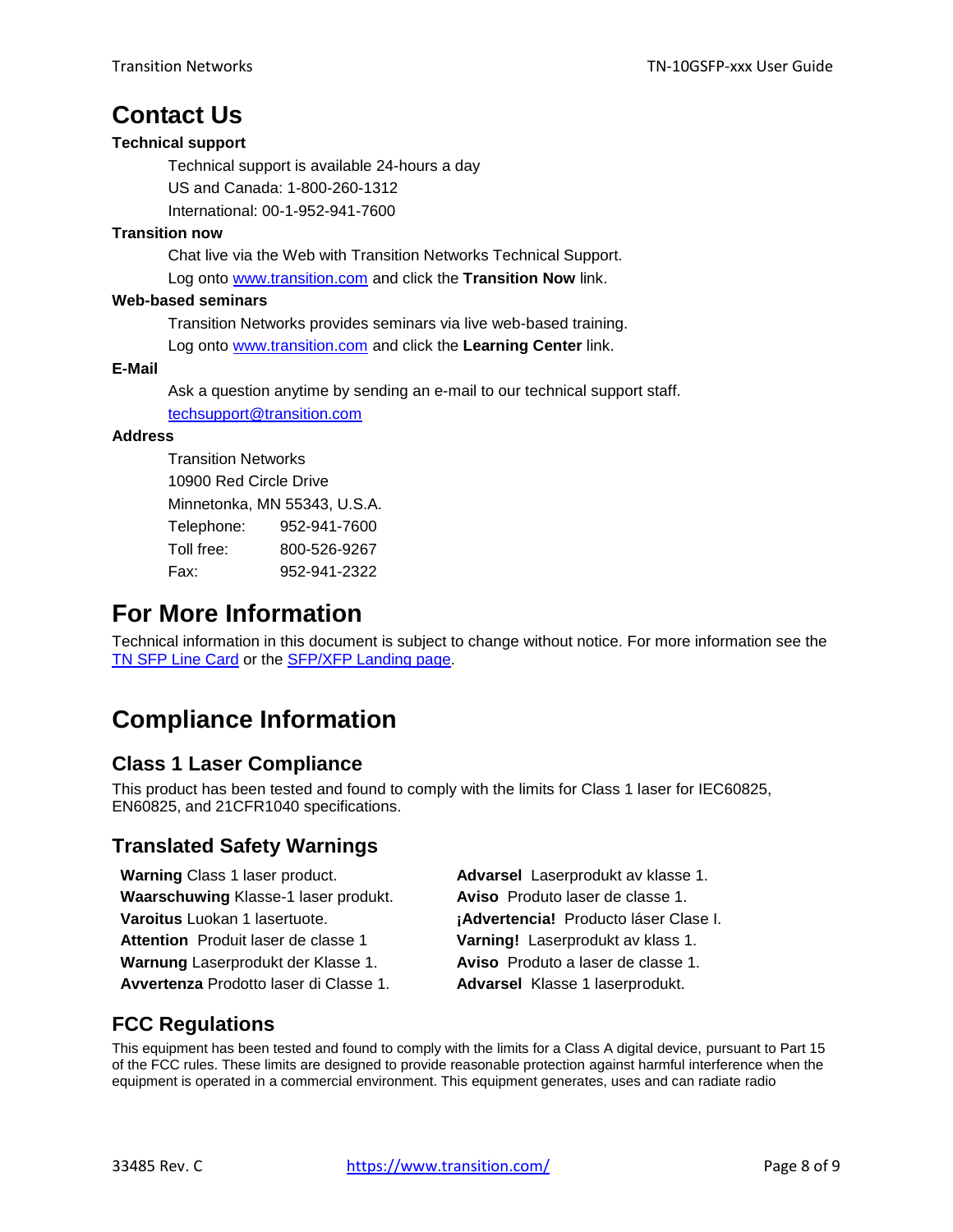# Contact Us

**Technical support**

Technical support is available 24-hours a day

US and Canada: 1-800-260-1312

International: 00-1-952-941-7600

**Transition now**

Chat live via the Web with Transition Networks Technical Support.

Log onto www.transition.com and click the **Transition Now** link.

**Web-based seminars**

Transition Networks provides seminars via live web-based training.

Log onto www.transition.com and click the **Learning Center** link.

**E-Mail**

Ask a question anytime by sending an e-mail to our technical support staff.

techsupport@transition.com

**Address**

Transition Networks
10900 Red Circle Drive
Minnetonka, MN 55343, U.S.A.

| | |
|---|---|
| Telephone: | 952-941-7600 |
| Toll free: | 800-526-9267 |
| Fax: | 952-941-2322 |

# For More Information

Technical information in this document is subject to change without notice. For more information see the TN SFP Line Card or the SFP/XFP Landing page.

# Compliance Information

## Class 1 Laser Compliance

This product has been tested and found to comply with the limits for Class 1 laser for IEC60825, EN60825, and 21CFR1040 specifications.

## Translated Safety Warnings

**Warning** Class 1 laser product.
**Waarschuwing** Klasse-1 laser produkt.
**Varoitus** Luokan 1 lasertuote.
**Attention** Produit laser de classe 1
**Warnung** Laserprodukt der Klasse 1.
**Avvertenza** Prodotto laser di Classe 1.
**Advarsel** Laserprodukt av klasse 1.
**Aviso** Produto laser de classe 1.
**¡Advertencia!** Producto láser Clase I.
**Varning!** Laserprodukt av klass 1.
**Aviso** Produto a laser de classe 1.
**Advarsel** Klasse 1 laserprodukt.

## FCC Regulations

This equipment has been tested and found to comply with the limits for a Class A digital device, pursuant to Part 15 of the FCC rules. These limits are designed to provide reasonable protection against harmful interference when the equipment is operated in a commercial environment. This equipment generates, uses and can radiate radio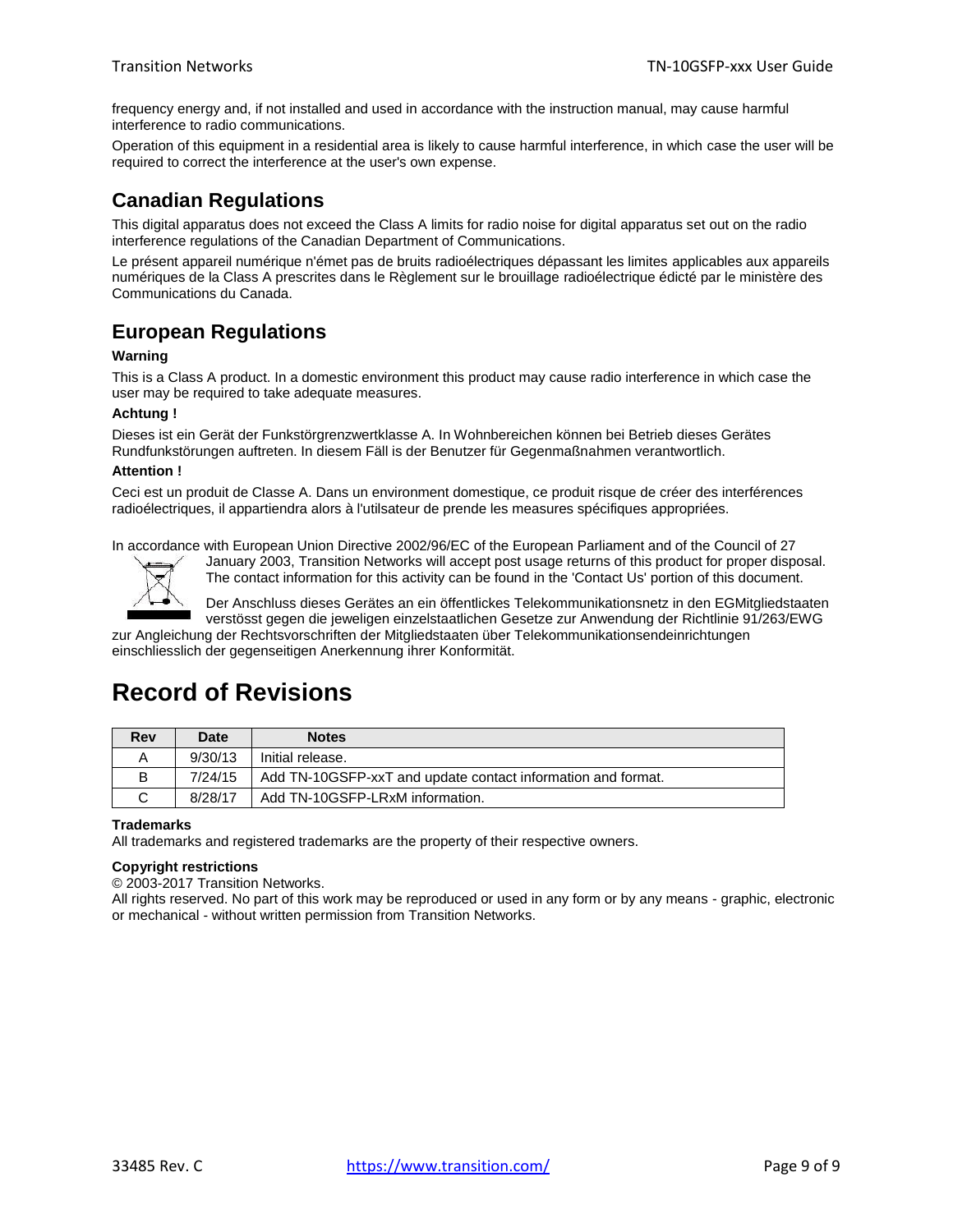frequency energy and, if not installed and used in accordance with the instruction manual, may cause harmful interference to radio communications.

Operation of this equipment in a residential area is likely to cause harmful interference, in which case the user will be required to correct the interference at the user's own expense.

## Canadian Regulations

This digital apparatus does not exceed the Class A limits for radio noise for digital apparatus set out on the radio interference regulations of the Canadian Department of Communications.

Le présent appareil numérique n'émet pas de bruits radioélectriques dépassant les limites applicables aux appareils numériques de la Class A prescrites dans le Règlement sur le brouillage radioélectrique édicté par le ministère des Communications du Canada.

## European Regulations

**Warning**

This is a Class A product. In a domestic environment this product may cause radio interference in which case the user may be required to take adequate measures.

**Achtung !**

Dieses ist ein Gerät der Funkstörgrenzwertklasse A. In Wohnbereichen können bei Betrieb dieses Gerätes Rundfunkstörungen auftreten. In diesem Fäll is der Benutzer für Gegenmaßnahmen verantwortlich.

**Attention !**

Ceci est un produit de Classe A. Dans un environment domestique, ce produit risque de créer des interférences radioélectriques, il appartiendra alors à l'utilsateur de prende les measures spécifiques appropriées.

In accordance with European Union Directive 2002/96/EC of the European Parliament and of the Council of 27 January 2003, Transition Networks will accept post usage returns of this product for proper disposal. The contact information for this activity can be found in the 'Contact Us' portion of this document.

Der Anschluss dieses Gerätes an ein öffentlickes Telekommunikationsnetz in den EGMitgliedstaaten verstösst gegen die jeweiligen einzelstaatlichen Gesetze zur Anwendung der Richtlinie 91/263/EWG zur Angleichung der Rechtsvorschriften der Mitgliedstaaten über Telekommunikationsendeinrichtungen einschliesslich der gegenseitigen Anerkennung ihrer Konformität.

# Record of Revisions

| Rev | Date | Notes |
|---|---|---|
| A | 9/30/13 | Initial release. |
| B | 7/24/15 | Add TN-10GSFP-xxT and update contact information and format. |
| C | 8/28/17 | Add TN-10GSFP-LRxM information. |

**Trademarks**

All trademarks and registered trademarks are the property of their respective owners.

**Copyright restrictions**

© 2003-2017 Transition Networks.

All rights reserved. No part of this work may be reproduced or used in any form or by any means - graphic, electronic or mechanical - without written permission from Transition Networks.